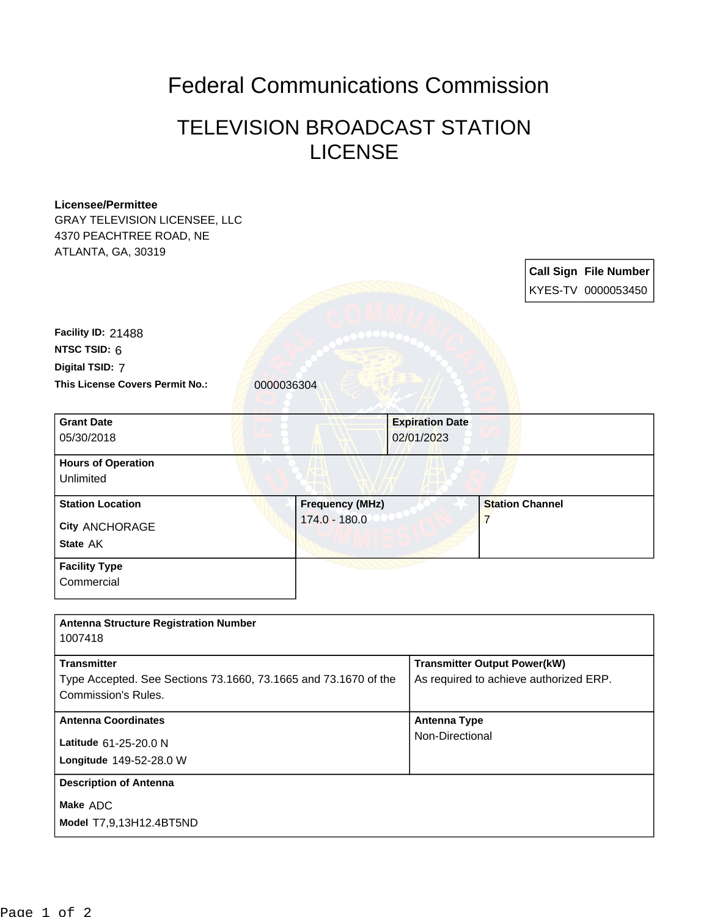# Federal Communications Commission

## TELEVISION BROADCAST STATION LICENSE

**Licensee/Permittee**
GRAY TELEVISION LICENSEE, LLC
4370 PEACHTREE ROAD, NE
ATLANTA, GA, 30319

| Call Sign | File Number |
|---|---|
| KYES-TV | 0000053450 |

**Facility ID:** 21488
**NTSC TSID:** 6
**Digital TSID:** 7
**This License Covers Permit No.:** 0000036304

| **Grant Date** | | **Expiration Date** |
|---|---|---|
| 05/30/2018 | | 02/01/2023 |
| **Hours of Operation** | | |
| Unlimited | | |
| **Station Location** | **Frequency (MHz)** | **Station Channel** |
| City ANCHORAGE<br>State AK | 174.0 - 180.0 | 7 |
| **Facility Type** | | |
| Commercial | | |

| **Antenna Structure Registration Number** | |
|---|---|
| 1007418 | |
| **Transmitter** | **Transmitter Output Power(kW)** |
| Type Accepted. See Sections 73.1660, 73.1665 and 73.1670 of the Commission's Rules. | As required to achieve authorized ERP. |
| **Antenna Coordinates** | **Antenna Type** |
| Latitude 61-25-20.0 N<br>Longitude 149-52-28.0 W | Non-Directional |
| **Description of Antenna** | |
| Make ADC<br>Model T7,9,13H12.4BT5ND | |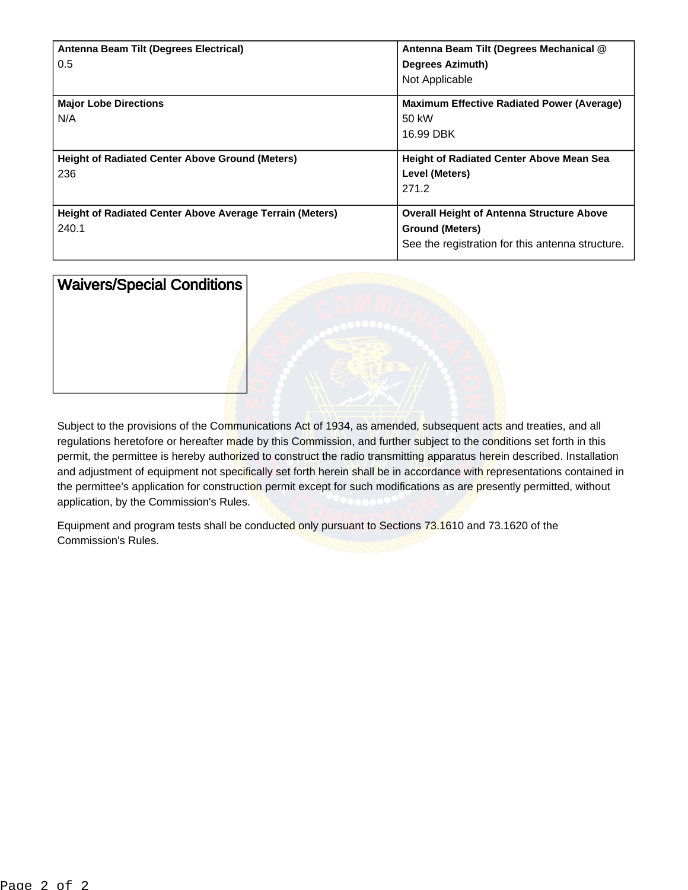| | |
|---|---|
| **Antenna Beam Tilt (Degrees Electrical)**<br>0.5 | **Antenna Beam Tilt (Degrees Mechanical @ Degrees Azimuth)**<br>Not Applicable |
| **Major Lobe Directions**<br>N/A | **Maximum Effective Radiated Power (Average)**<br>50 kW<br>16.99 DBK |
| **Height of Radiated Center Above Ground (Meters)**<br>236 | **Height of Radiated Center Above Mean Sea Level (Meters)**<br>271.2 |
| **Height of Radiated Center Above Average Terrain (Meters)**<br>240.1 | **Overall Height of Antenna Structure Above Ground (Meters)**<br>See the registration for this antenna structure. |

| Waivers/Special Conditions |
|---|
| |

Subject to the provisions of the Communications Act of 1934, as amended, subsequent acts and treaties, and all regulations heretofore or hereafter made by this Commission, and further subject to the conditions set forth in this permit, the permittee is hereby authorized to construct the radio transmitting apparatus herein described. Installation and adjustment of equipment not specifically set forth herein shall be in accordance with representations contained in the permittee's application for construction permit except for such modifications as are presently permitted, without application, by the Commission's Rules.

Equipment and program tests shall be conducted only pursuant to Sections 73.1610 and 73.1620 of the Commission's Rules.